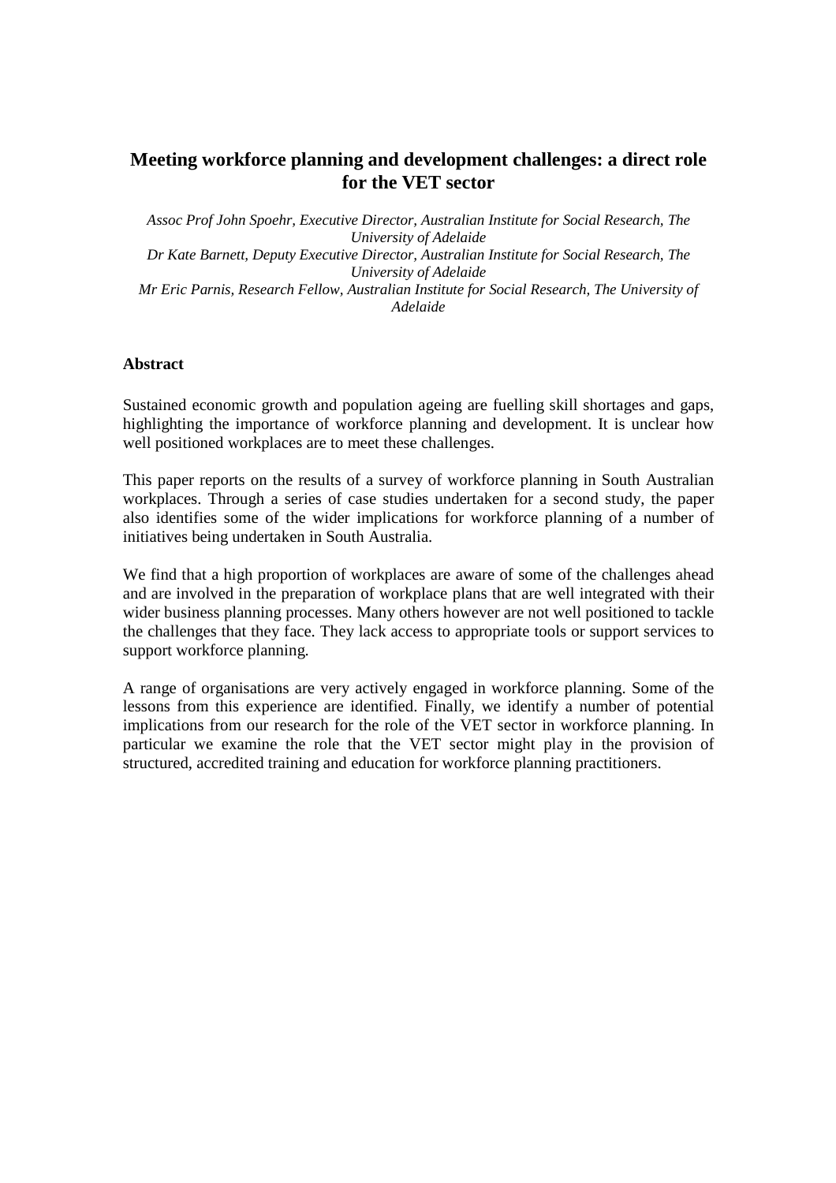# Meeting workforce planning and development challenges: a direct role for the VET sector

*Assoc Prof John Spoehr, Executive Director, Australian Institute for Social Research, The University of Adelaide*

*Dr Kate Barnett, Deputy Executive Director, Australian Institute for Social Research, The University of Adelaide*

*Mr Eric Parnis, Research Fellow, Australian Institute for Social Research, The University of Adelaide*

**Abstract**

Sustained economic growth and population ageing are fuelling skill shortages and gaps, highlighting the importance of workforce planning and development. It is unclear how well positioned workplaces are to meet these challenges.

This paper reports on the results of a survey of workforce planning in South Australian workplaces. Through a series of case studies undertaken for a second study, the paper also identifies some of the wider implications for workforce planning of a number of initiatives being undertaken in South Australia.

We find that a high proportion of workplaces are aware of some of the challenges ahead and are involved in the preparation of workplace plans that are well integrated with their wider business planning processes. Many others however are not well positioned to tackle the challenges that they face. They lack access to appropriate tools or support services to support workforce planning.

A range of organisations are very actively engaged in workforce planning. Some of the lessons from this experience are identified. Finally, we identify a number of potential implications from our research for the role of the VET sector in workforce planning. In particular we examine the role that the VET sector might play in the provision of structured, accredited training and education for workforce planning practitioners.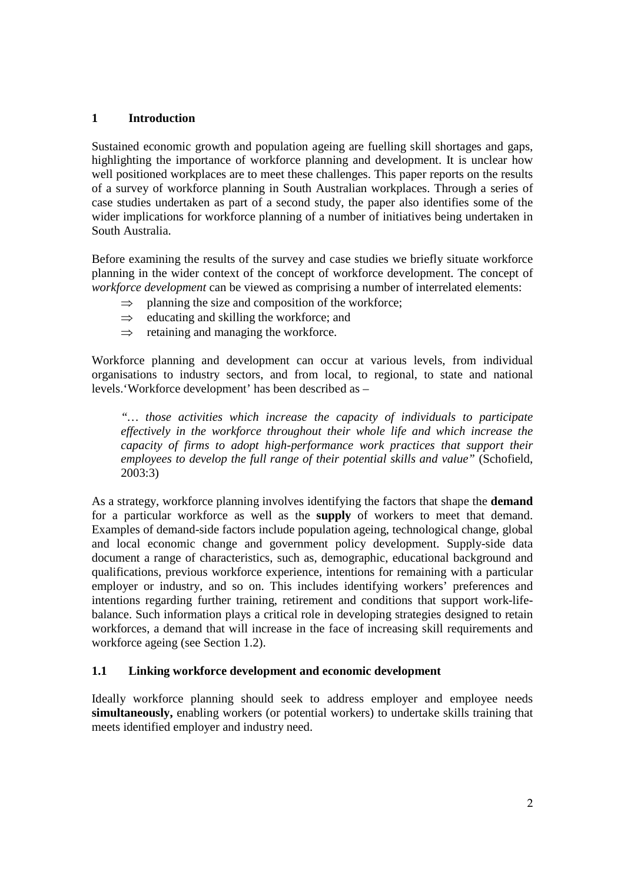## 1 Introduction

Sustained economic growth and population ageing are fuelling skill shortages and gaps, highlighting the importance of workforce planning and development. It is unclear how well positioned workplaces are to meet these challenges. This paper reports on the results of a survey of workforce planning in South Australian workplaces. Through a series of case studies undertaken as part of a second study, the paper also identifies some of the wider implications for workforce planning of a number of initiatives being undertaken in South Australia.

Before examining the results of the survey and case studies we briefly situate workforce planning in the wider context of the concept of workforce development. The concept of *workforce development* can be viewed as comprising a number of interrelated elements:

- ⇒ planning the size and composition of the workforce;
- ⇒ educating and skilling the workforce; and
- ⇒ retaining and managing the workforce.

Workforce planning and development can occur at various levels, from individual organisations to industry sectors, and from local, to regional, to state and national levels.'Workforce development' has been described as –

> *"… those activities which increase the capacity of individuals to participate effectively in the workforce throughout their whole life and which increase the capacity of firms to adopt high-performance work practices that support their employees to develop the full range of their potential skills and value"* (Schofield, 2003:3)

As a strategy, workforce planning involves identifying the factors that shape the **demand** for a particular workforce as well as the **supply** of workers to meet that demand. Examples of demand-side factors include population ageing, technological change, global and local economic change and government policy development. Supply-side data document a range of characteristics, such as, demographic, educational background and qualifications, previous workforce experience, intentions for remaining with a particular employer or industry, and so on. This includes identifying workers' preferences and intentions regarding further training, retirement and conditions that support work-life-balance. Such information plays a critical role in developing strategies designed to retain workforces, a demand that will increase in the face of increasing skill requirements and workforce ageing (see Section 1.2).

### 1.1 Linking workforce development and economic development

Ideally workforce planning should seek to address employer and employee needs **simultaneously,** enabling workers (or potential workers) to undertake skills training that meets identified employer and industry need.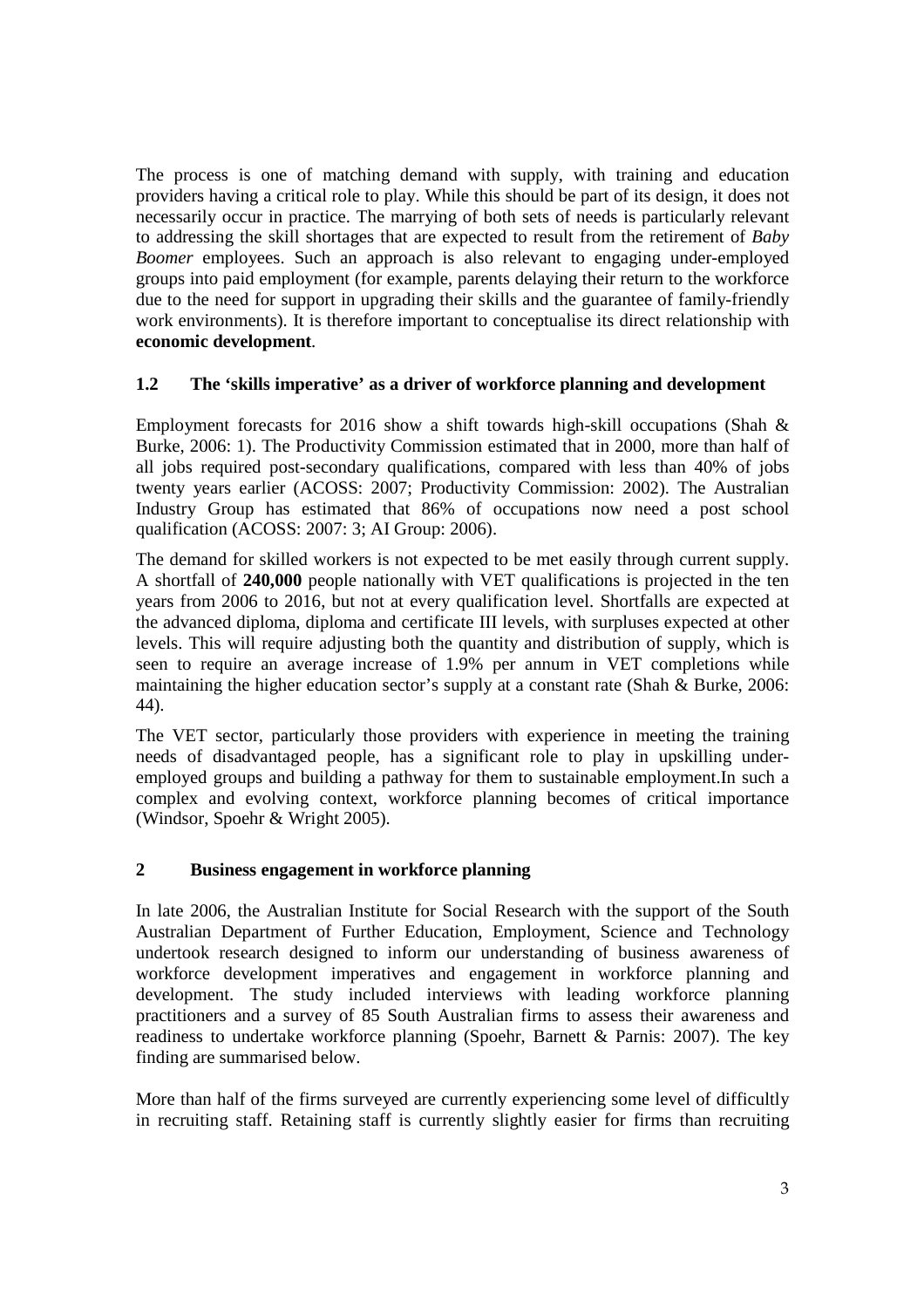The process is one of matching demand with supply, with training and education providers having a critical role to play. While this should be part of its design, it does not necessarily occur in practice. The marrying of both sets of needs is particularly relevant to addressing the skill shortages that are expected to result from the retirement of *Baby Boomer* employees. Such an approach is also relevant to engaging under-employed groups into paid employment (for example, parents delaying their return to the workforce due to the need for support in upgrading their skills and the guarantee of family-friendly work environments). It is therefore important to conceptualise its direct relationship with **economic development**.

### 1.2 The 'skills imperative' as a driver of workforce planning and development

Employment forecasts for 2016 show a shift towards high-skill occupations (Shah & Burke, 2006: 1). The Productivity Commission estimated that in 2000, more than half of all jobs required post-secondary qualifications, compared with less than 40% of jobs twenty years earlier (ACOSS: 2007; Productivity Commission: 2002). The Australian Industry Group has estimated that 86% of occupations now need a post school qualification (ACOSS: 2007: 3; AI Group: 2006).

The demand for skilled workers is not expected to be met easily through current supply. A shortfall of **240,000** people nationally with VET qualifications is projected in the ten years from 2006 to 2016, but not at every qualification level. Shortfalls are expected at the advanced diploma, diploma and certificate III levels, with surpluses expected at other levels. This will require adjusting both the quantity and distribution of supply, which is seen to require an average increase of 1.9% per annum in VET completions while maintaining the higher education sector's supply at a constant rate (Shah & Burke, 2006: 44).

The VET sector, particularly those providers with experience in meeting the training needs of disadvantaged people, has a significant role to play in upskilling under-employed groups and building a pathway for them to sustainable employment.In such a complex and evolving context, workforce planning becomes of critical importance (Windsor, Spoehr & Wright 2005).

## 2 Business engagement in workforce planning

In late 2006, the Australian Institute for Social Research with the support of the South Australian Department of Further Education, Employment, Science and Technology undertook research designed to inform our understanding of business awareness of workforce development imperatives and engagement in workforce planning and development. The study included interviews with leading workforce planning practitioners and a survey of 85 South Australian firms to assess their awareness and readiness to undertake workforce planning (Spoehr, Barnett & Parnis: 2007). The key finding are summarised below.

More than half of the firms surveyed are currently experiencing some level of difficultly in recruiting staff. Retaining staff is currently slightly easier for firms than recruiting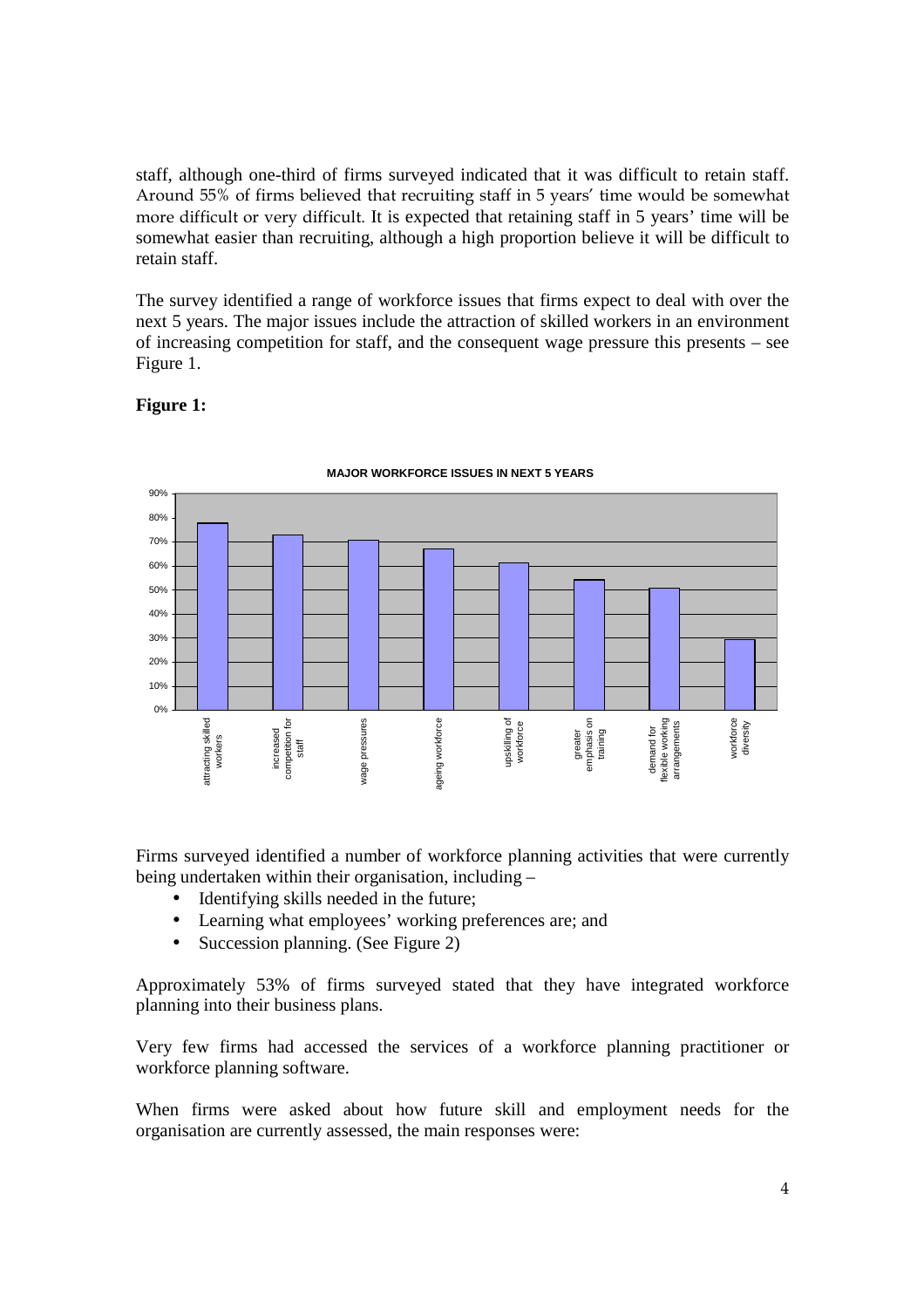staff, although one-third of firms surveyed indicated that it was difficult to retain staff. Around 55% of firms believed that recruiting staff in 5 years′ time would be somewhat more difficult or very difficult. It is expected that retaining staff in 5 years' time will be somewhat easier than recruiting, although a high proportion believe it will be difficult to retain staff.

The survey identified a range of workforce issues that firms expect to deal with over the next 5 years. The major issues include the attraction of skilled workers in an environment of increasing competition for staff, and the consequent wage pressure this presents – see Figure 1.

**Figure 1:**

**MAJOR WORKFORCE ISSUES IN NEXT 5 YEARS**

| Issue | Approximate % |
|---|---|
| attracting skilled workers | 78% |
| increased competition for staff | 73% |
| wage pressures | 71% |
| ageing workforce | 67% |
| upskilling of workforce | 61% |
| greater emphasis on training | 54% |
| demand for flexible working arrangements | 51% |
| workforce diversity | 29% |

Firms surveyed identified a number of workforce planning activities that were currently being undertaken within their organisation, including –

- Identifying skills needed in the future;
- Learning what employees' working preferences are; and
- Succession planning. (See Figure 2)

Approximately 53% of firms surveyed stated that they have integrated workforce planning into their business plans.

Very few firms had accessed the services of a workforce planning practitioner or workforce planning software.

When firms were asked about how future skill and employment needs for the organisation are currently assessed, the main responses were: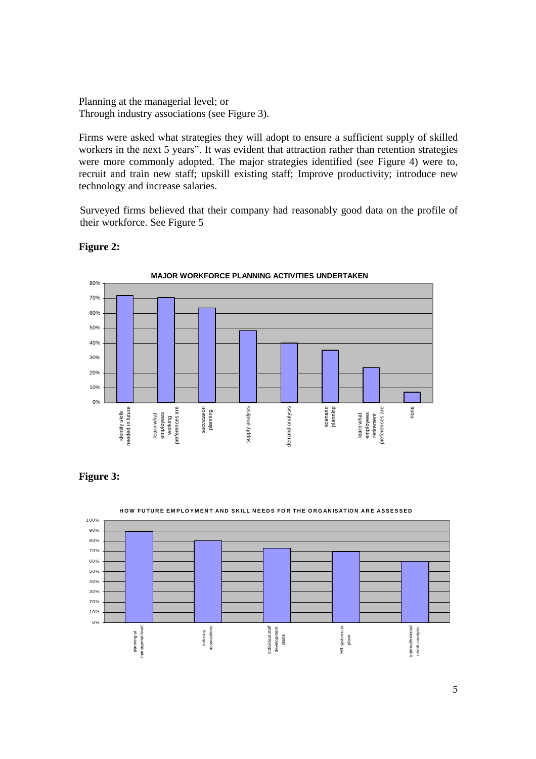Planning at the managerial level; or
Through industry associations (see Figure 3).

Firms were asked what strategies they will adopt to ensure a sufficient supply of skilled workers in the next 5 years". It was evident that attraction rather than retention strategies were more commonly adopted. The major strategies identified (see Figure 4) were to, recruit and train new staff; upskill existing staff; Improve productivity; introduce new technology and increase salaries.

Surveyed firms believed that their company had reasonably good data on the profile of their workforce. See Figure 5

**Figure 2:**

MAJOR WORKFORCE PLANNING ACTIVITIES UNDERTAKEN

| Activity | Approx. % |
|---|---|
| identify skills needed in future | 72% |
| learn what employees working preferences are | 70% |
| succession planning | 63% |
| supply analysis | 48% |
| demand analysis | 40% |
| scenario planning | 35% |
| learn what employees retirement preferences are | 23% |
| none | 7% |

**Figure 3:**

HOW FUTURE EMPLOYMENT AND SKILL NEEDS FOR THE ORGANISATION ARE ASSESSED

| Method | Approx. % |
|---|---|
| planning at managerial level | 89% |
| industry associations | 80% |
| individual staff development plans | 73% |
| HR systems in place | 69% |
| internal/external needs analysis | 60% |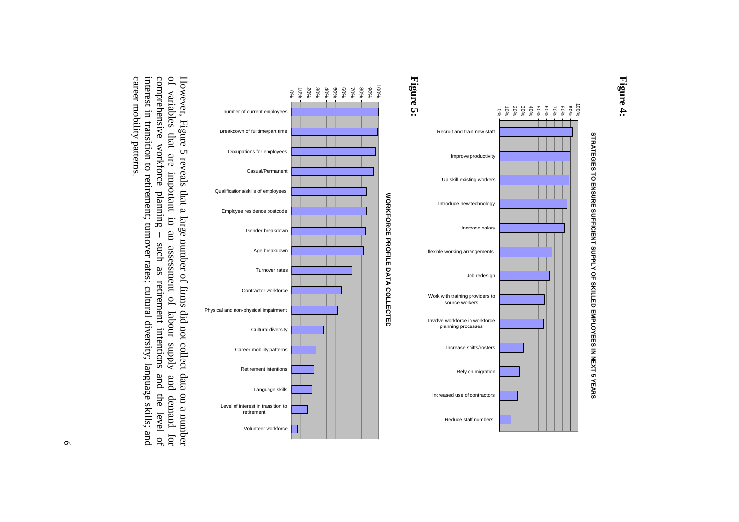**Figure 4:**

STRATEGIES TO ENSURE SUFFICIENT SUPPLY OF SKILLED EMPLOYEES IN NEXT 5 YEARS

**Figure 5:**

WORKFORCE PROFILE DATA COLLECTED

However, Figure 5 reveals that a large number of firms did not collect data on a number of variables that are important in an assessment of labour supply and demand for comprehensive workforce planning – such as retirement intentions and the level of interest in transition to retirement; turnover rates; cultural diversity; language skills; and career mobility patterns.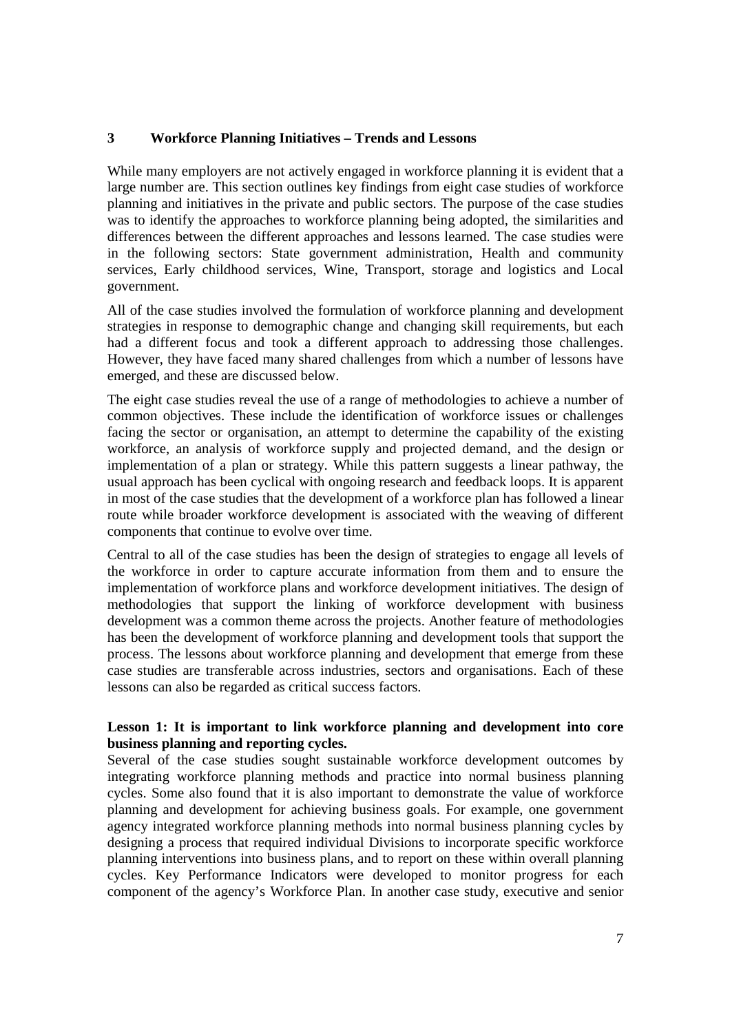## 3 Workforce Planning Initiatives – Trends and Lessons

While many employers are not actively engaged in workforce planning it is evident that a large number are. This section outlines key findings from eight case studies of workforce planning and initiatives in the private and public sectors. The purpose of the case studies was to identify the approaches to workforce planning being adopted, the similarities and differences between the different approaches and lessons learned. The case studies were in the following sectors: State government administration, Health and community services, Early childhood services, Wine, Transport, storage and logistics and Local government.

All of the case studies involved the formulation of workforce planning and development strategies in response to demographic change and changing skill requirements, but each had a different focus and took a different approach to addressing those challenges. However, they have faced many shared challenges from which a number of lessons have emerged, and these are discussed below.

The eight case studies reveal the use of a range of methodologies to achieve a number of common objectives. These include the identification of workforce issues or challenges facing the sector or organisation, an attempt to determine the capability of the existing workforce, an analysis of workforce supply and projected demand, and the design or implementation of a plan or strategy. While this pattern suggests a linear pathway, the usual approach has been cyclical with ongoing research and feedback loops. It is apparent in most of the case studies that the development of a workforce plan has followed a linear route while broader workforce development is associated with the weaving of different components that continue to evolve over time.

Central to all of the case studies has been the design of strategies to engage all levels of the workforce in order to capture accurate information from them and to ensure the implementation of workforce plans and workforce development initiatives. The design of methodologies that support the linking of workforce development with business development was a common theme across the projects. Another feature of methodologies has been the development of workforce planning and development tools that support the process. The lessons about workforce planning and development that emerge from these case studies are transferable across industries, sectors and organisations. Each of these lessons can also be regarded as critical success factors.

**Lesson 1: It is important to link workforce planning and development into core business planning and reporting cycles.**

Several of the case studies sought sustainable workforce development outcomes by integrating workforce planning methods and practice into normal business planning cycles. Some also found that it is also important to demonstrate the value of workforce planning and development for achieving business goals. For example, one government agency integrated workforce planning methods into normal business planning cycles by designing a process that required individual Divisions to incorporate specific workforce planning interventions into business plans, and to report on these within overall planning cycles. Key Performance Indicators were developed to monitor progress for each component of the agency's Workforce Plan. In another case study, executive and senior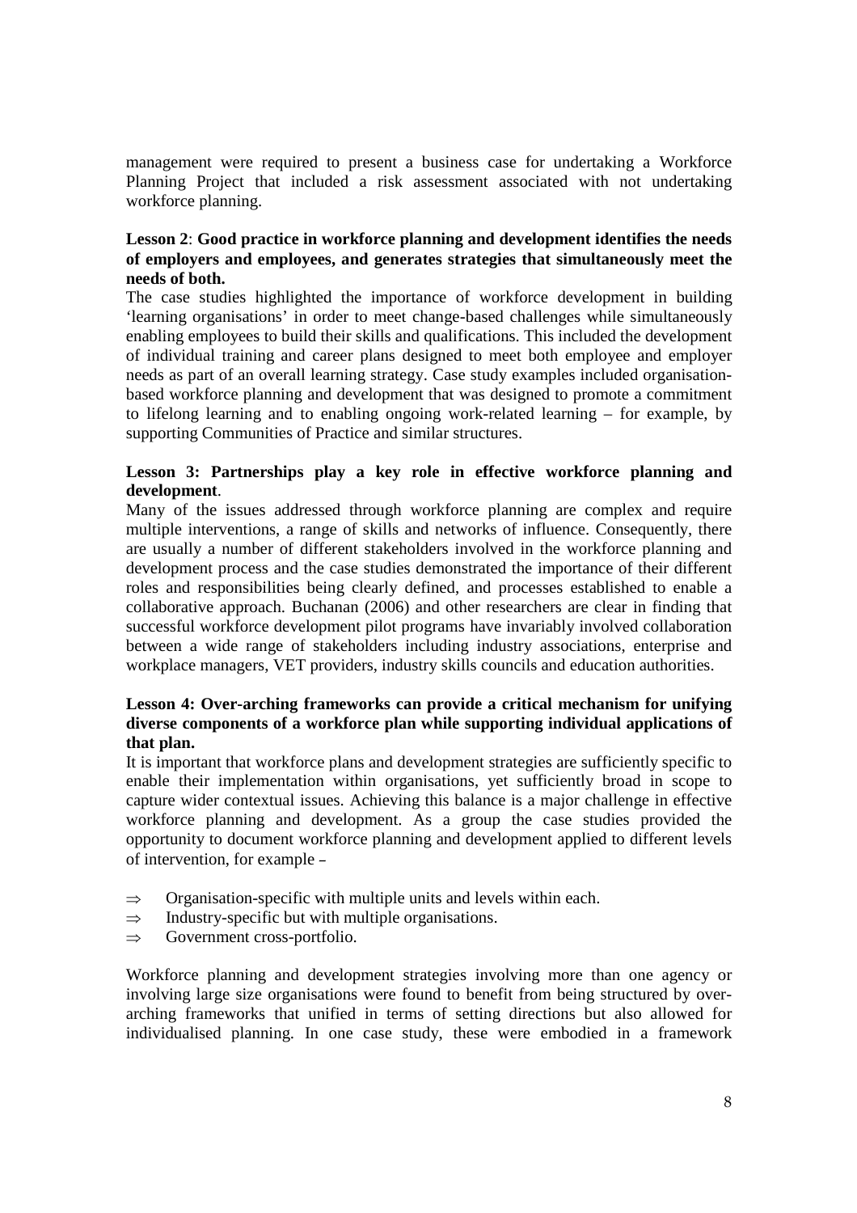management were required to present a business case for undertaking a Workforce Planning Project that included a risk assessment associated with not undertaking workforce planning.

**Lesson 2**: **Good practice in workforce planning and development identifies the needs of employers and employees, and generates strategies that simultaneously meet the needs of both.**

The case studies highlighted the importance of workforce development in building 'learning organisations' in order to meet change-based challenges while simultaneously enabling employees to build their skills and qualifications. This included the development of individual training and career plans designed to meet both employee and employer needs as part of an overall learning strategy. Case study examples included organisation-based workforce planning and development that was designed to promote a commitment to lifelong learning and to enabling ongoing work-related learning – for example, by supporting Communities of Practice and similar structures.

**Lesson 3: Partnerships play a key role in effective workforce planning and development**.

Many of the issues addressed through workforce planning are complex and require multiple interventions, a range of skills and networks of influence. Consequently, there are usually a number of different stakeholders involved in the workforce planning and development process and the case studies demonstrated the importance of their different roles and responsibilities being clearly defined, and processes established to enable a collaborative approach. Buchanan (2006) and other researchers are clear in finding that successful workforce development pilot programs have invariably involved collaboration between a wide range of stakeholders including industry associations, enterprise and workplace managers, VET providers, industry skills councils and education authorities.

**Lesson 4: Over-arching frameworks can provide a critical mechanism for unifying diverse components of a workforce plan while supporting individual applications of that plan.**

It is important that workforce plans and development strategies are sufficiently specific to enable their implementation within organisations, yet sufficiently broad in scope to capture wider contextual issues. Achieving this balance is a major challenge in effective workforce planning and development. As a group the case studies provided the opportunity to document workforce planning and development applied to different levels of intervention, for example –

- ⇒ Organisation-specific with multiple units and levels within each.
- ⇒ Industry-specific but with multiple organisations.
- ⇒ Government cross-portfolio.

Workforce planning and development strategies involving more than one agency or involving large size organisations were found to benefit from being structured by over-arching frameworks that unified in terms of setting directions but also allowed for individualised planning. In one case study, these were embodied in a framework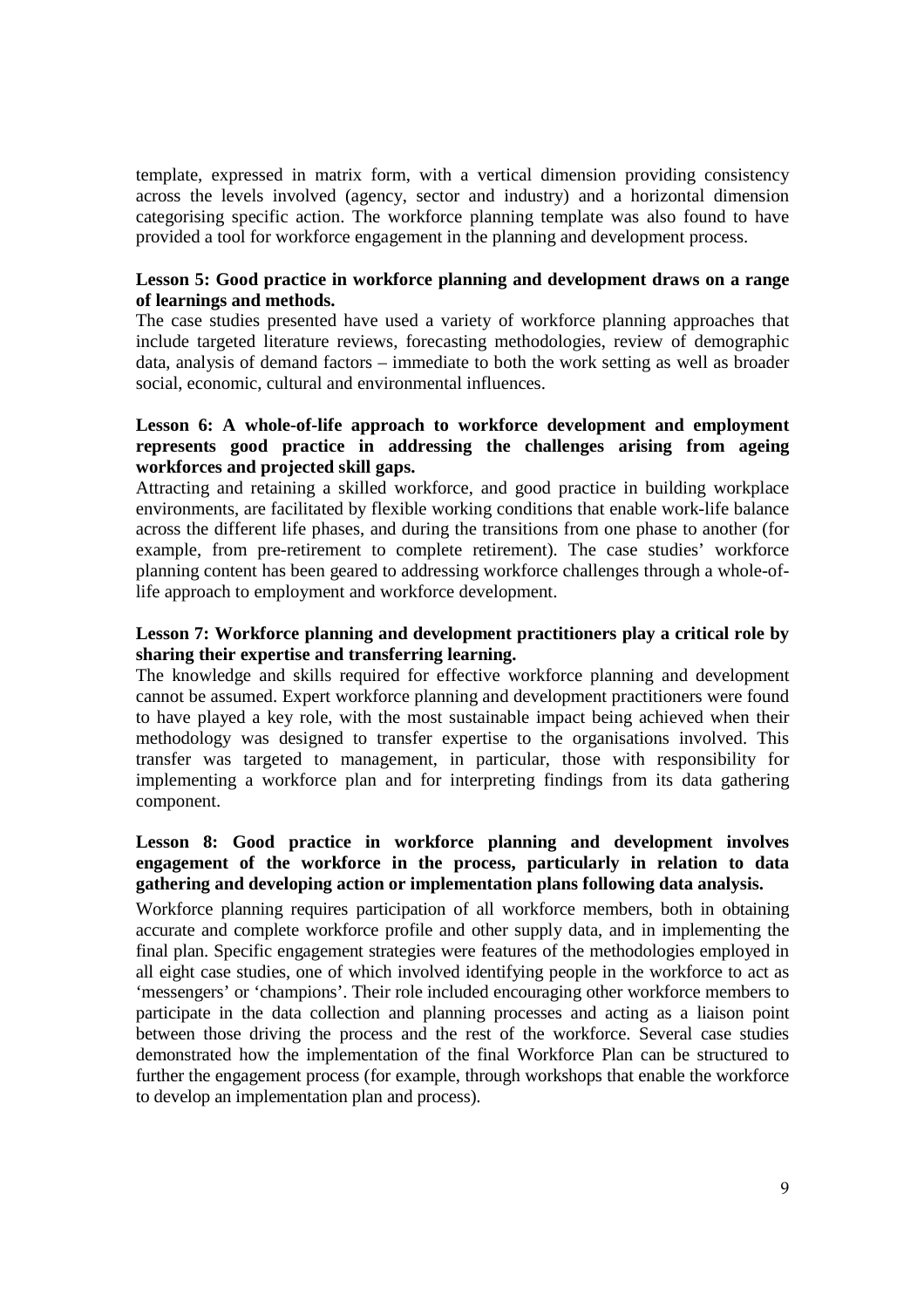template, expressed in matrix form, with a vertical dimension providing consistency across the levels involved (agency, sector and industry) and a horizontal dimension categorising specific action. The workforce planning template was also found to have provided a tool for workforce engagement in the planning and development process.

**Lesson 5: Good practice in workforce planning and development draws on a range of learnings and methods.**

The case studies presented have used a variety of workforce planning approaches that include targeted literature reviews, forecasting methodologies, review of demographic data, analysis of demand factors – immediate to both the work setting as well as broader social, economic, cultural and environmental influences.

**Lesson 6: A whole-of-life approach to workforce development and employment represents good practice in addressing the challenges arising from ageing workforces and projected skill gaps.**

Attracting and retaining a skilled workforce, and good practice in building workplace environments, are facilitated by flexible working conditions that enable work-life balance across the different life phases, and during the transitions from one phase to another (for example, from pre-retirement to complete retirement). The case studies' workforce planning content has been geared to addressing workforce challenges through a whole-of-life approach to employment and workforce development.

**Lesson 7: Workforce planning and development practitioners play a critical role by sharing their expertise and transferring learning.**

The knowledge and skills required for effective workforce planning and development cannot be assumed. Expert workforce planning and development practitioners were found to have played a key role, with the most sustainable impact being achieved when their methodology was designed to transfer expertise to the organisations involved. This transfer was targeted to management, in particular, those with responsibility for implementing a workforce plan and for interpreting findings from its data gathering component.

**Lesson 8: Good practice in workforce planning and development involves engagement of the workforce in the process, particularly in relation to data gathering and developing action or implementation plans following data analysis.**

Workforce planning requires participation of all workforce members, both in obtaining accurate and complete workforce profile and other supply data, and in implementing the final plan. Specific engagement strategies were features of the methodologies employed in all eight case studies, one of which involved identifying people in the workforce to act as 'messengers' or 'champions'. Their role included encouraging other workforce members to participate in the data collection and planning processes and acting as a liaison point between those driving the process and the rest of the workforce. Several case studies demonstrated how the implementation of the final Workforce Plan can be structured to further the engagement process (for example, through workshops that enable the workforce to develop an implementation plan and process).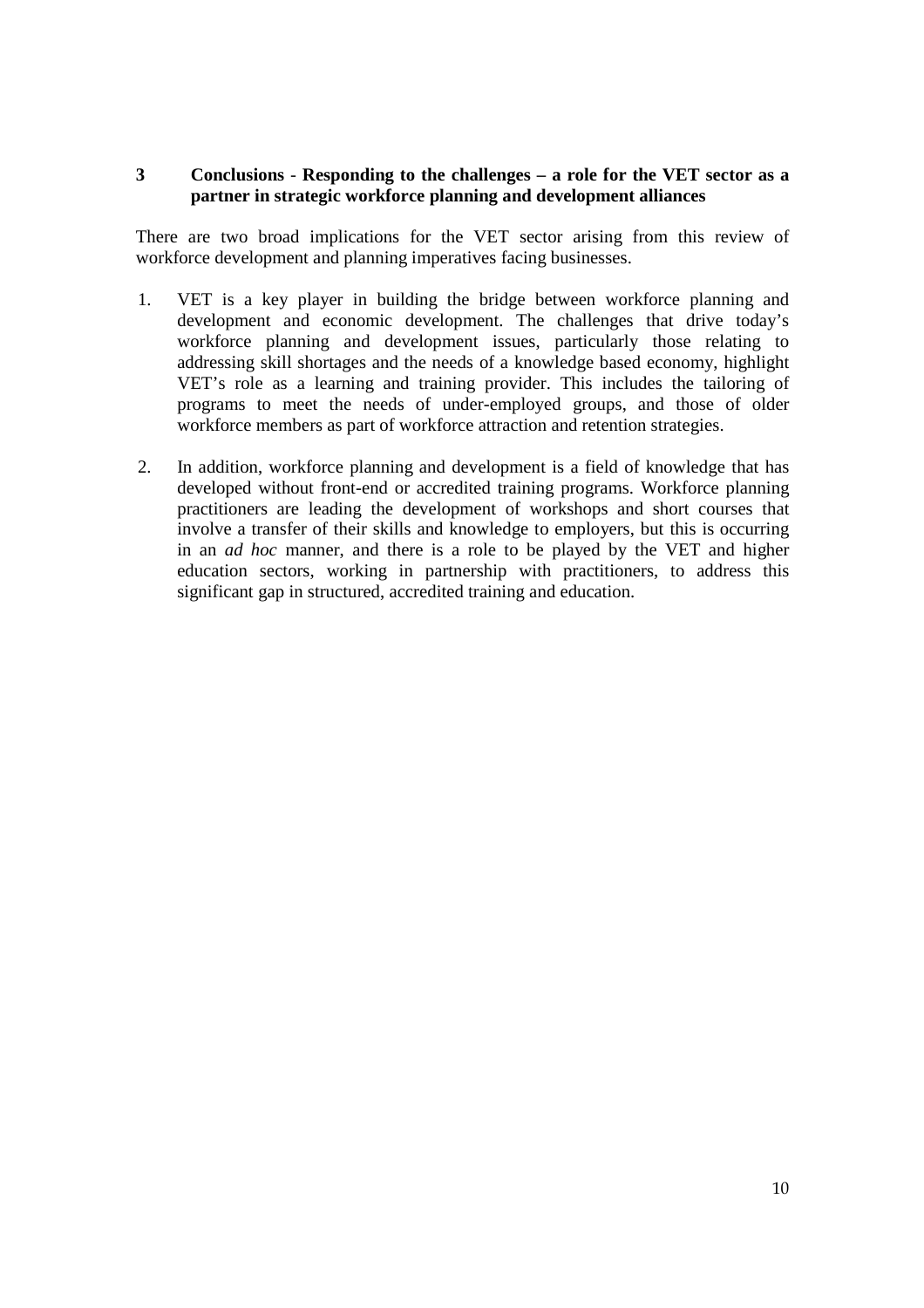## 3 Conclusions - Responding to the challenges – a role for the VET sector as a partner in strategic workforce planning and development alliances

There are two broad implications for the VET sector arising from this review of workforce development and planning imperatives facing businesses.

1. VET is a key player in building the bridge between workforce planning and development and economic development. The challenges that drive today's workforce planning and development issues, particularly those relating to addressing skill shortages and the needs of a knowledge based economy, highlight VET's role as a learning and training provider. This includes the tailoring of programs to meet the needs of under-employed groups, and those of older workforce members as part of workforce attraction and retention strategies.

2. In addition, workforce planning and development is a field of knowledge that has developed without front-end or accredited training programs. Workforce planning practitioners are leading the development of workshops and short courses that involve a transfer of their skills and knowledge to employers, but this is occurring in an *ad hoc* manner, and there is a role to be played by the VET and higher education sectors, working in partnership with practitioners, to address this significant gap in structured, accredited training and education.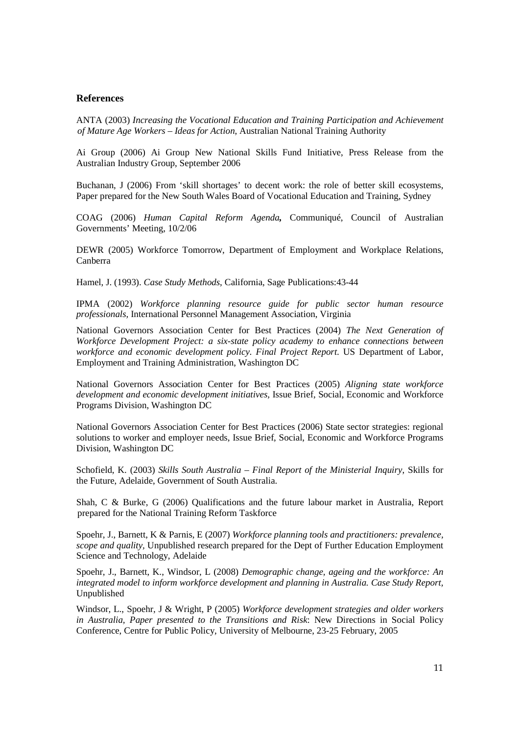## References

ANTA (2003) *Increasing the Vocational Education and Training Participation and Achievement of Mature Age Workers – Ideas for Action*, Australian National Training Authority

Ai Group (2006) Ai Group New National Skills Fund Initiative, Press Release from the Australian Industry Group, September 2006

Buchanan, J (2006) From 'skill shortages' to decent work: the role of better skill ecosystems, Paper prepared for the New South Wales Board of Vocational Education and Training, Sydney

COAG (2006) *Human Capital Reform Agenda***,** Communiqué, Council of Australian Governments' Meeting, 10/2/06

DEWR (2005) Workforce Tomorrow, Department of Employment and Workplace Relations, Canberra

Hamel, J. (1993). *Case Study Methods*, California, Sage Publications:43-44

IPMA (2002) *Workforce planning resource guide for public sector human resource professionals,* International Personnel Management Association, Virginia

National Governors Association Center for Best Practices (2004) *The Next Generation of Workforce Development Project: a six-state policy academy to enhance connections between workforce and economic development policy. Final Project Report*. US Department of Labor, Employment and Training Administration, Washington DC

National Governors Association Center for Best Practices (2005) *Aligning state workforce development and economic development initiatives,* Issue Brief, Social, Economic and Workforce Programs Division, Washington DC

National Governors Association Center for Best Practices (2006) State sector strategies: regional solutions to worker and employer needs, Issue Brief, Social, Economic and Workforce Programs Division, Washington DC

Schofield, K. (2003) *Skills South Australia – Final Report of the Ministerial Inquiry*, Skills for the Future, Adelaide, Government of South Australia.

Shah, C & Burke, G (2006) Qualifications and the future labour market in Australia, Report prepared for the National Training Reform Taskforce

Spoehr, J., Barnett, K & Parnis, E (2007) *Workforce planning tools and practitioners: prevalence, scope and quality,* Unpublished research prepared for the Dept of Further Education Employment Science and Technology, Adelaide

Spoehr, J., Barnett, K., Windsor, L (2008) *Demographic change, ageing and the workforce: An integrated model to inform workforce development and planning in Australia. Case Study Report,* Unpublished

Windsor, L., Spoehr, J & Wright, P (2005) *Workforce development strategies and older workers in Australia, Paper presented to the Transitions and Risk*: New Directions in Social Policy Conference, Centre for Public Policy, University of Melbourne, 23-25 February, 2005